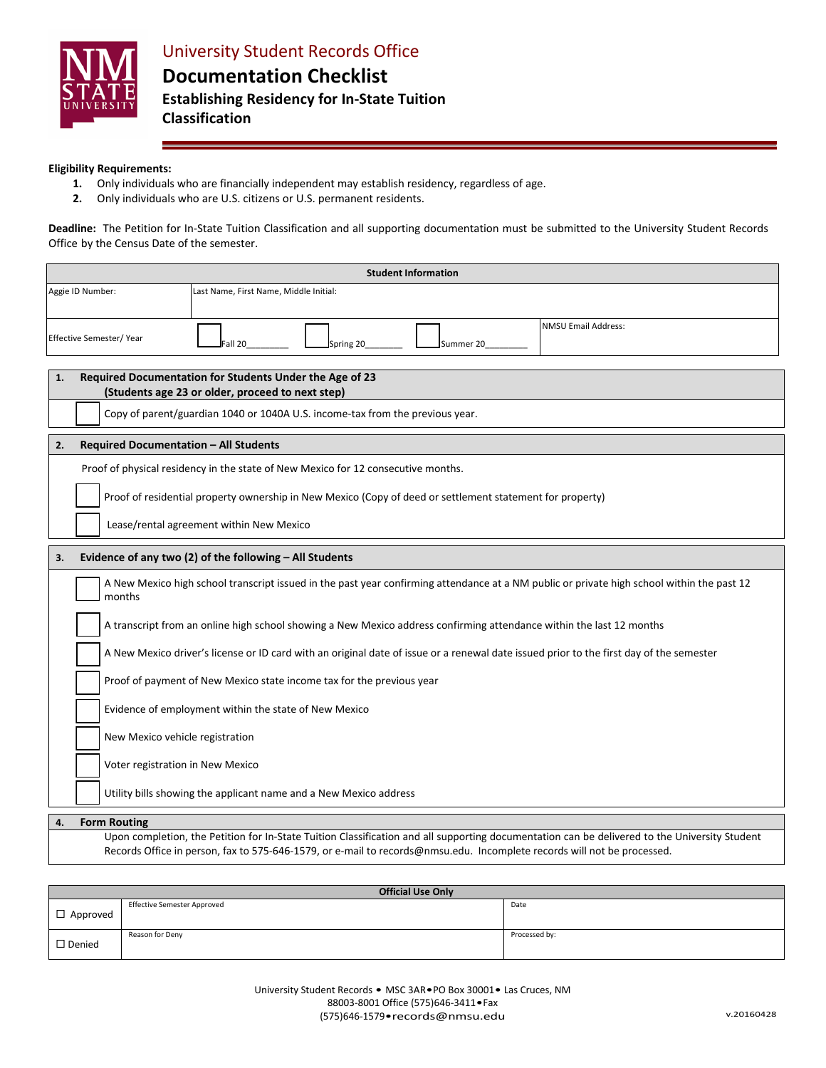# University Student Records Office

## Documentation Checklist

### Establishing Residency for In-State Tuition Classification

**Eligibility Requirements:**

1. Only individuals who are financially independent may establish residency, regardless of age.
2. Only individuals who are U.S. citizens or U.S. permanent residents.

**Deadline:** The Petition for In-State Tuition Classification and all supporting documentation must be submitted to the University Student Records Office by the Census Date of the semester.

| Student Information | | |
|---|---|---|
| Aggie ID Number: | Last Name, First Name, Middle Initial: | |
| Effective Semester/ Year | ☐ Fall 20________ ☐ Spring 20_______ ☐ Summer 20________ | NMSU Email Address: |

**1. Required Documentation for Students Under the Age of 23 (Students age 23 or older, proceed to next step)**

- ☐ Copy of parent/guardian 1040 or 1040A U.S. income-tax from the previous year.

**2. Required Documentation – All Students**

Proof of physical residency in the state of New Mexico for 12 consecutive months.

- ☐ Proof of residential property ownership in New Mexico (Copy of deed or settlement statement for property)
- ☐ Lease/rental agreement within New Mexico

**3. Evidence of any two (2) of the following – All Students**

- ☐ A New Mexico high school transcript issued in the past year confirming attendance at a NM public or private high school within the past 12 months
- ☐ A transcript from an online high school showing a New Mexico address confirming attendance within the last 12 months
- ☐ A New Mexico driver's license or ID card with an original date of issue or a renewal date issued prior to the first day of the semester
- ☐ Proof of payment of New Mexico state income tax for the previous year
- ☐ Evidence of employment within the state of New Mexico
- ☐ New Mexico vehicle registration
- ☐ Voter registration in New Mexico
- ☐ Utility bills showing the applicant name and a New Mexico address

**4. Form Routing**

Upon completion, the Petition for In-State Tuition Classification and all supporting documentation can be delivered to the University Student Records Office in person, fax to 575-646-1579, or e-mail to records@nmsu.edu. Incomplete records will not be processed.

| Official Use Only | | |
|---|---|---|
| ☐ Approved | Effective Semester Approved | Date |
| ☐ Denied | Reason for Deny | Processed by: |

University Student Records • MSC 3AR • PO Box 30001 • Las Cruces, NM 88003-8001 Office (575)646-3411 • Fax (575)646-1579 • records@nmsu.edu

v.20160428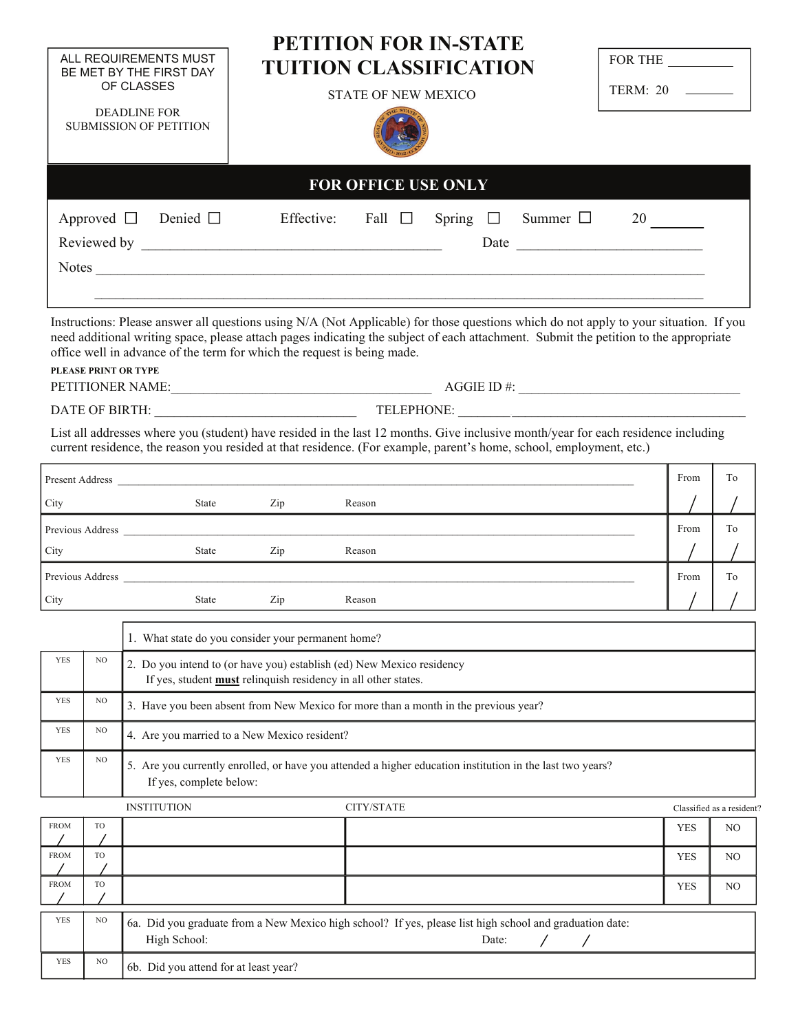ALL REQUIREMENTS MUST BE MET BY THE FIRST DAY OF CLASSES

DEADLINE FOR SUBMISSION OF PETITION

# PETITION FOR IN-STATE TUITION CLASSIFICATION

STATE OF NEW MEXICO

FOR THE __________

TERM: 20 _______

## FOR OFFICE USE ONLY

Approved ☐ Denied ☐ Effective: Fall ☐ Spring ☐ Summer ☐ 20 _______

Reviewed by ________________________________________ Date __________________________

Notes ________________________________________________________________________________

______________________________________________________________________________________

Instructions: Please answer all questions using N/A (Not Applicable) for those questions which do not apply to your situation. If you need additional writing space, please attach pages indicating the subject of each attachment. Submit the petition to the appropriate office well in advance of the term for which the request is being made.

**PLEASE PRINT OR TYPE**

PETITIONER NAME:________________________________________ AGGIE ID #: _________________________________

DATE OF BIRTH: ______________________________ TELEPHONE: ________________________________________

List all addresses where you (student) have resided in the last 12 months. Give inclusive month/year for each residence including current residence, the reason you resided at that residence. (For example, parent's home, school, employment, etc.)

| Address | From | To |
|---|---|---|
| Present Address ______________________________ <br> City State Zip Reason | / | / |
| Previous Address ______________________________ <br> City State Zip Reason | / | / |
| Previous Address ______________________________ <br> City State Zip Reason | / | / |

| | | |
|---|---|---|
| | | 1. What state do you consider your permanent home? |
| YES | NO | 2. Do you intend to (or have you) establish (ed) New Mexico residency <br> If yes, student **must** relinquish residency in all other states. |
| YES | NO | 3. Have you been absent from New Mexico for more than a month in the previous year? |
| YES | NO | 4. Are you married to a New Mexico resident? |
| YES | NO | 5. Are you currently enrolled, or have you attended a higher education institution in the last two years? <br> If yes, complete below: |

| FROM | TO | INSTITUTION | CITY/STATE | Classified as a resident? | |
|---|---|---|---|---|---|
| / | / | | | YES | NO |
| / | / | | | YES | NO |
| / | / | | | YES | NO |

| | | |
|---|---|---|
| YES | NO | 6a. Did you graduate from a New Mexico high school? If yes, please list high school and graduation date: <br> High School: Date: / / |
| YES | NO | 6b. Did you attend for at least year? |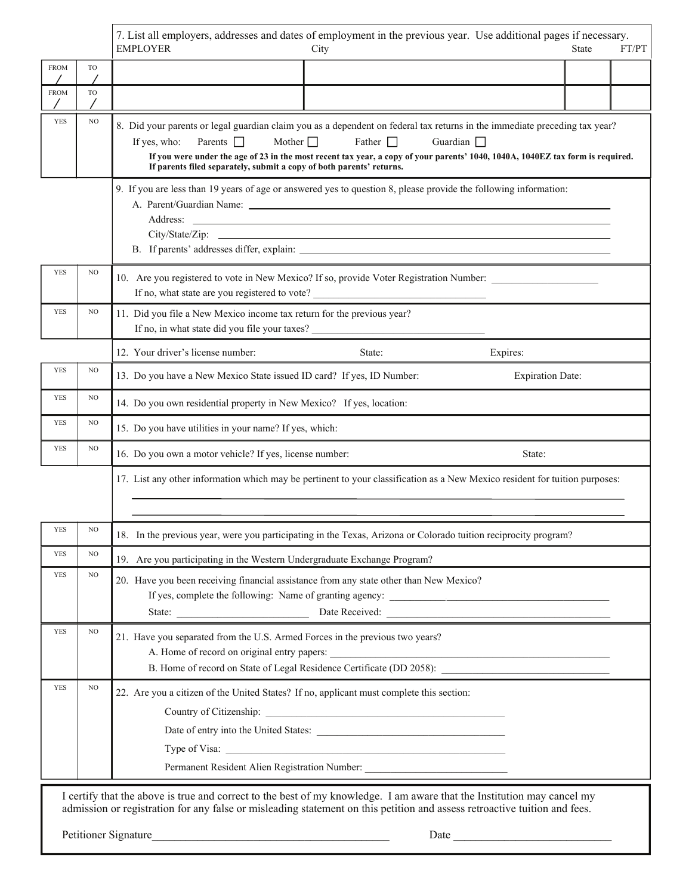7. List all employers, addresses and dates of employment in the previous year. Use additional pages if necessary.

| | | EMPLOYER | City | State | FT/PT |
|---|---|---|---|---|---|
| FROM / | TO / | | | | |
| FROM / | TO / | | | | |

| YES | NO | |
|---|---|---|
| | | 8. Did your parents or legal guardian claim you as a dependent on federal tax returns in the immediate preceding tax year? If yes, who: Parents ☐ Mother ☐ Father ☐ Guardian ☐ **If you were under the age of 23 in the most recent tax year, a copy of your parents' 1040, 1040A, 1040EZ tax form is required. If parents filed separately, submit a copy of both parents' returns.** |

9. If you are less than 19 years of age or answered yes to question 8, please provide the following information:

A. Parent/Guardian Name: ____________________

Address: ____________________

City/State/Zip: ____________________

B. If parents' addresses differ, explain: ____________________

| YES | NO | |
|---|---|---|
| | | 10. Are you registered to vote in New Mexico? If so, provide Voter Registration Number: ____________ If no, what state are you registered to vote? ____________ |
| | | 11. Did you file a New Mexico income tax return for the previous year? If no, in what state did you file your taxes? ____________ |
| | | 12. Your driver's license number: State: Expires: |
| | | 13. Do you have a New Mexico State issued ID card? If yes, ID Number: Expiration Date: |
| | | 14. Do you own residential property in New Mexico? If yes, location: |
| | | 15. Do you have utilities in your name? If yes, which: |
| | | 16. Do you own a motor vehicle? If yes, license number: State: |

17. List any other information which may be pertinent to your classification as a New Mexico resident for tuition purposes:

____________________

____________________

| YES | NO | |
|---|---|---|
| | | 18. In the previous year, were you participating in the Texas, Arizona or Colorado tuition reciprocity program? |
| | | 19. Are you participating in the Western Undergraduate Exchange Program? |
| | | 20. Have you been receiving financial assistance from any state other than New Mexico? If yes, complete the following: Name of granting agency: ____________ State: ____________ Date Received: ____________ |
| | | 21. Have you separated from the U.S. Armed Forces in the previous two years? A. Home of record on original entry papers: ____________ B. Home of record on State of Legal Residence Certificate (DD 2058): ____________ |
| | | 22. Are you a citizen of the United States? If no, applicant must complete this section: Country of Citizenship: ____________ Date of entry into the United States: ____________ Type of Visa: ____________ Permanent Resident Alien Registration Number: ____________ |

I certify that the above is true and correct to the best of my knowledge. I am aware that the Institution may cancel my admission or registration for any false or misleading statement on this petition and assess retroactive tuition and fees.

Petitioner Signature____________________ Date ____________________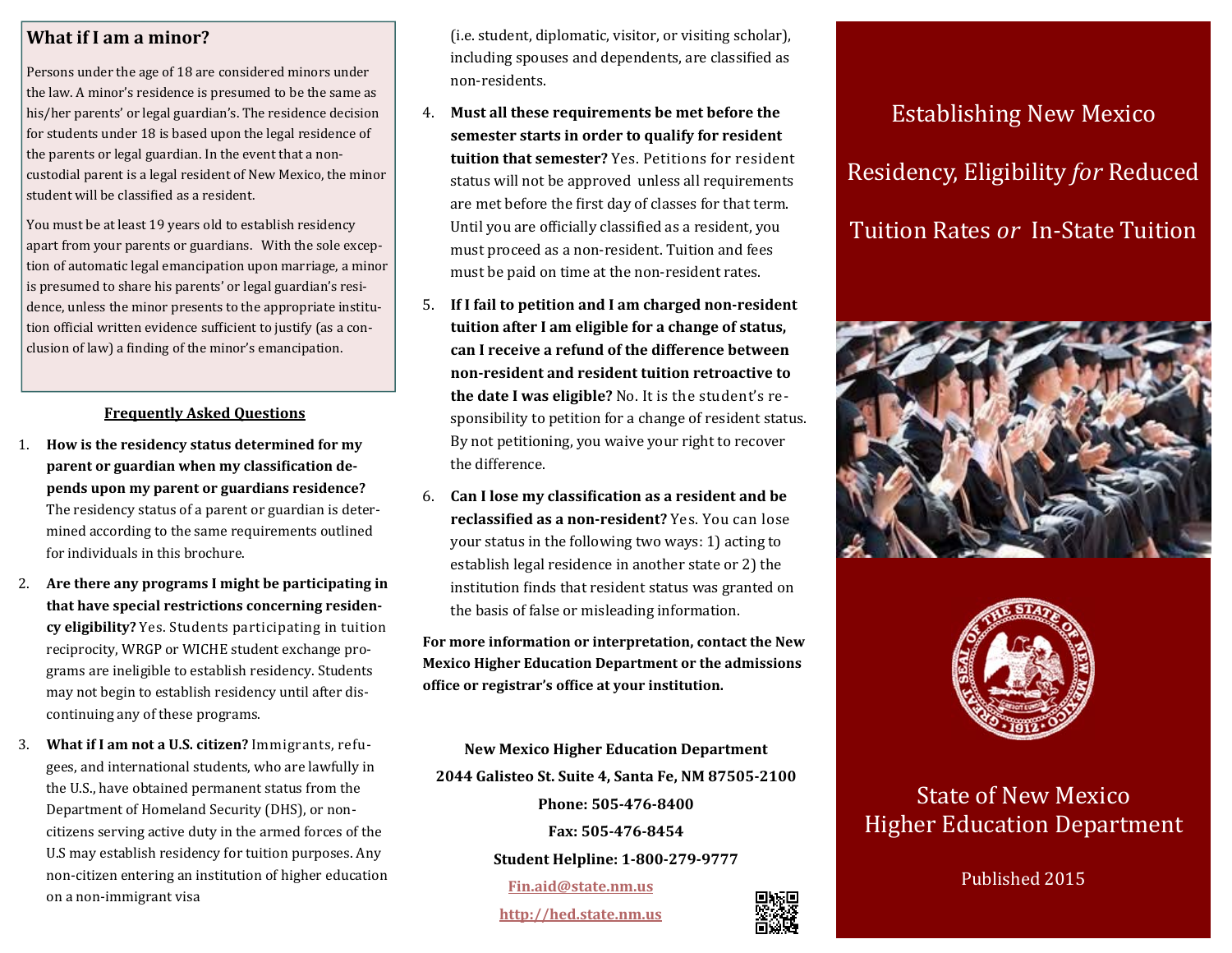## What if I am a minor?

Persons under the age of 18 are considered minors under the law. A minor's residence is presumed to be the same as his/her parents' or legal guardian's. The residence decision for students under 18 is based upon the legal residence of the parents or legal guardian. In the event that a non-custodial parent is a legal resident of New Mexico, the minor student will be classified as a resident.

You must be at least 19 years old to establish residency apart from your parents or guardians. With the sole exception of automatic legal emancipation upon marriage, a minor is presumed to share his parents' or legal guardian's residence, unless the minor presents to the appropriate institution official written evidence sufficient to justify (as a conclusion of law) a finding of the minor's emancipation.

**Frequently Asked Questions**

1. **How is the residency status determined for my parent or guardian when my classification depends upon my parent or guardians residence?** The residency status of a parent or guardian is determined according to the same requirements outlined for individuals in this brochure.

2. **Are there any programs I might be participating in that have special restrictions concerning residency eligibility?** Yes. Students participating in tuition reciprocity, WRGP or WICHE student exchange programs are ineligible to establish residency. Students may not begin to establish residency until after discontinuing any of these programs.

3. **What if I am not a U.S. citizen?** Immigrants, refugees, and international students, who are lawfully in the U.S., have obtained permanent status from the Department of Homeland Security (DHS), or non-citizens serving active duty in the armed forces of the U.S may establish residency for tuition purposes. Any non-citizen entering an institution of higher education on a non-immigrant visa (i.e. student, diplomatic, visitor, or visiting scholar), including spouses and dependents, are classified as non-residents.

4. **Must all these requirements be met before the semester starts in order to qualify for resident tuition that semester?** Yes. Petitions for resident status will not be approved unless all requirements are met before the first day of classes for that term. Until you are officially classified as a resident, you must proceed as a non-resident. Tuition and fees must be paid on time at the non-resident rates.

5. **If I fail to petition and I am charged non-resident tuition after I am eligible for a change of status, can I receive a refund of the difference between non-resident and resident tuition retroactive to the date I was eligible?** No. It is the student's responsibility to petition for a change of resident status. By not petitioning, you waive your right to recover the difference.

6. **Can I lose my classification as a resident and be reclassified as a non-resident?** Yes. You can lose your status in the following two ways: 1) acting to establish legal residence in another state or 2) the institution finds that resident status was granted on the basis of false or misleading information.

**For more information or interpretation, contact the New Mexico Higher Education Department or the admissions office or registrar's office at your institution.**

**New Mexico Higher Education Department**

**2044 Galisteo St. Suite 4, Santa Fe, NM 87505-2100**

**Phone: 505-476-8400**

**Fax: 505-476-8454**

**Student Helpline: 1-800-279-9777**

**Fin.aid@state.nm.us**

**http://hed.state.nm.us**

# Establishing New Mexico Residency, Eligibility *for* Reduced Tuition Rates *or* In-State Tuition

State of New Mexico
Higher Education Department

Published 2015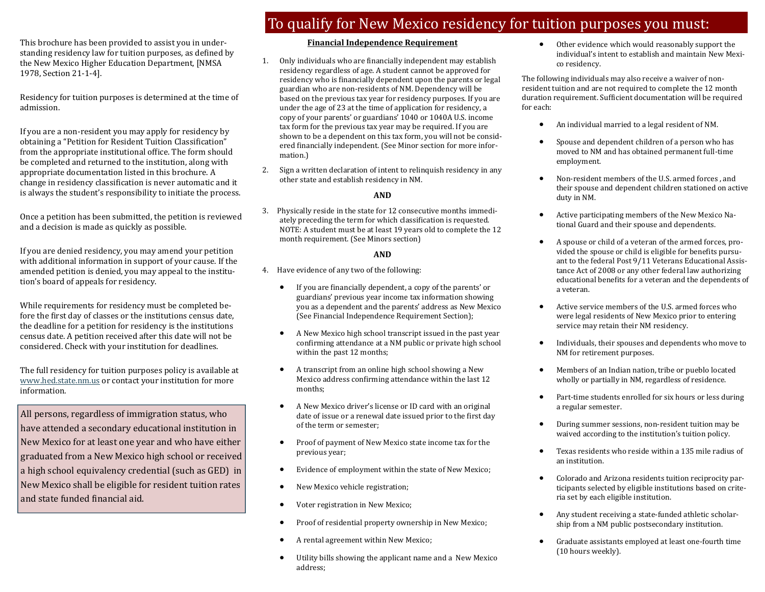This brochure has been provided to assist you in understanding residency law for tuition purposes, as defined by the New Mexico Higher Education Department, [NMSA 1978, Section 21-1-4].

Residency for tuition purposes is determined at the time of admission.

If you are a non-resident you may apply for residency by obtaining a "Petition for Resident Tuition Classification" from the appropriate institutional office. The form should be completed and returned to the institution, along with appropriate documentation listed in this brochure. A change in residency classification is never automatic and it is always the student's responsibility to initiate the process.

Once a petition has been submitted, the petition is reviewed and a decision is made as quickly as possible.

If you are denied residency, you may amend your petition with additional information in support of your cause. If the amended petition is denied, you may appeal to the institution's board of appeals for residency.

While requirements for residency must be completed before the first day of classes or the institutions census date, the deadline for a petition for residency is the institutions census date. A petition received after this date will not be considered. Check with your institution for deadlines.

The full residency for tuition purposes policy is available at www.hed.state.nm.us or contact your institution for more information.

All persons, regardless of immigration status, who have attended a secondary educational institution in New Mexico for at least one year and who have either graduated from a New Mexico high school or received a high school equivalency credential (such as GED) in New Mexico shall be eligible for resident tuition rates and state funded financial aid.

# To qualify for New Mexico residency for tuition purposes you must:

**Financial Independence Requirement**

1. Only individuals who are financially independent may establish residency regardless of age. A student cannot be approved for residency who is financially dependent upon the parents or legal guardian who are non-residents of NM. Dependency will be based on the previous tax year for residency purposes. If you are under the age of 23 at the time of application for residency, a copy of your parents' or guardians' 1040 or 1040A U.S. income tax form for the previous tax year may be required. If you are shown to be a dependent on this tax form, you will not be considered financially independent. (See Minor section for more information.)

2. Sign a written declaration of intent to relinquish residency in any other state and establish residency in NM.

**AND**

3. Physically reside in the state for 12 consecutive months immediately preceding the term for which classification is requested. NOTE: A student must be at least 19 years old to complete the 12 month requirement. (See Minors section)

**AND**

4. Have evidence of any two of the following:

   - If you are financially dependent, a copy of the parents' or guardians' previous year income tax information showing you as a dependent and the parents' address as New Mexico (See Financial Independence Requirement Section);
   - A New Mexico high school transcript issued in the past year confirming attendance at a NM public or private high school within the past 12 months;
   - A transcript from an online high school showing a New Mexico address confirming attendance within the last 12 months;
   - A New Mexico driver's license or ID card with an original date of issue or a renewal date issued prior to the first day of the term or semester;
   - Proof of payment of New Mexico state income tax for the previous year;
   - Evidence of employment within the state of New Mexico;
   - New Mexico vehicle registration;
   - Voter registration in New Mexico;
   - Proof of residential property ownership in New Mexico;
   - A rental agreement within New Mexico;
   - Utility bills showing the applicant name and a New Mexico address;
   - Other evidence which would reasonably support the individual's intent to establish and maintain New Mexico residency.

The following individuals may also receive a waiver of non-resident tuition and are not required to complete the 12 month duration requirement. Sufficient documentation will be required for each:

- An individual married to a legal resident of NM.
- Spouse and dependent children of a person who has moved to NM and has obtained permanent full-time employment.
- Non-resident members of the U.S. armed forces , and their spouse and dependent children stationed on active duty in NM.
- Active participating members of the New Mexico National Guard and their spouse and dependents.
- A spouse or child of a veteran of the armed forces, provided the spouse or child is eligible for benefits pursuant to the federal Post 9/11 Veterans Educational Assistance Act of 2008 or any other federal law authorizing educational benefits for a veteran and the dependents of a veteran.
- Active service members of the U.S. armed forces who were legal residents of New Mexico prior to entering service may retain their NM residency.
- Individuals, their spouses and dependents who move to NM for retirement purposes.
- Members of an Indian nation, tribe or pueblo located wholly or partially in NM, regardless of residence.
- Part-time students enrolled for six hours or less during a regular semester.
- During summer sessions, non-resident tuition may be waived according to the institution's tuition policy.
- Texas residents who reside within a 135 mile radius of an institution.
- Colorado and Arizona residents tuition reciprocity participants selected by eligible institutions based on criteria set by each eligible institution.
- Any student receiving a state-funded athletic scholarship from a NM public postsecondary institution.
- Graduate assistants employed at least one-fourth time (10 hours weekly).